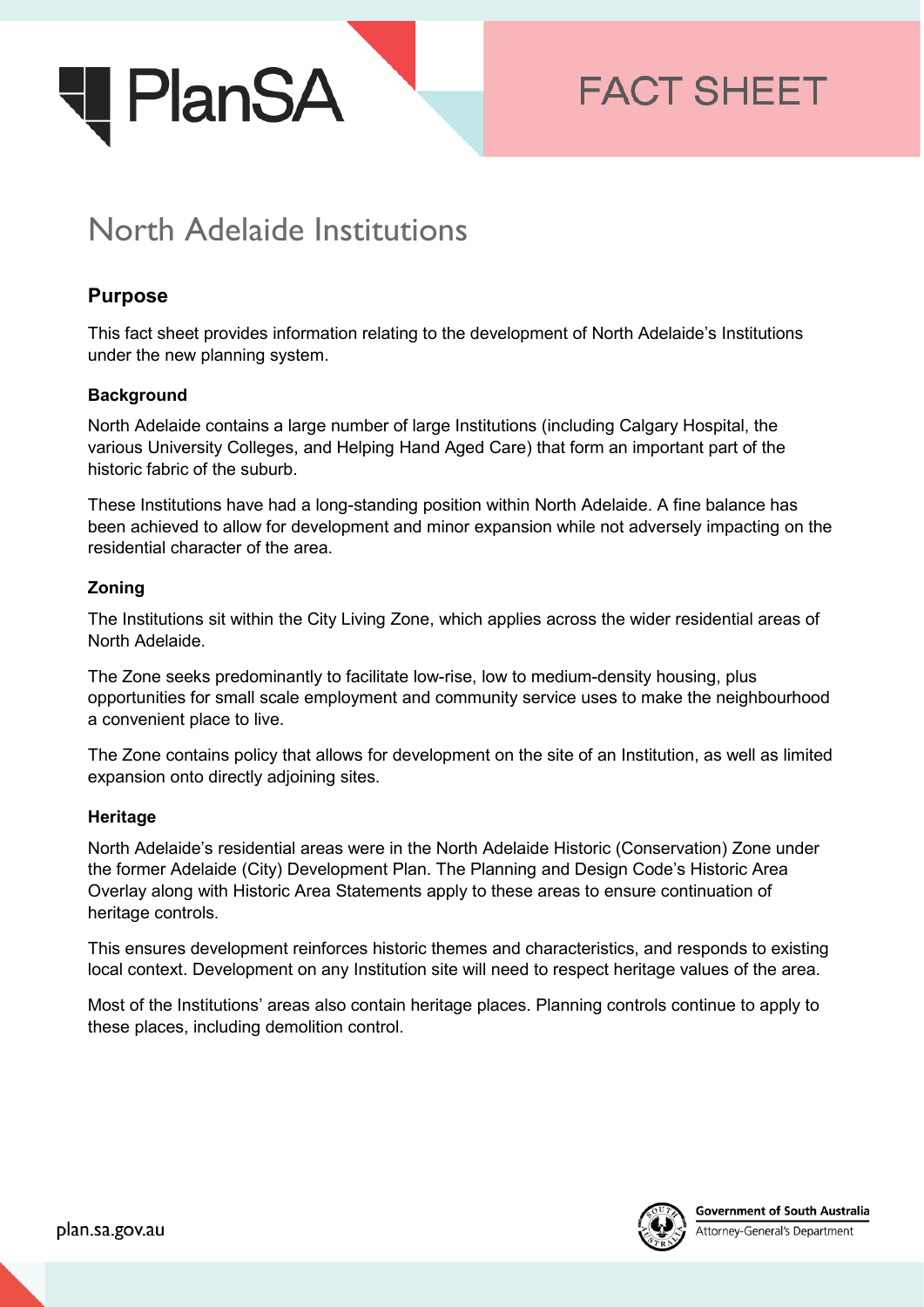FACT SHEET

# North Adelaide Institutions

## Purpose

This fact sheet provides information relating to the development of North Adelaide's Institutions under the new planning system.

### Background

North Adelaide contains a large number of large Institutions (including Calgary Hospital, the various University Colleges, and Helping Hand Aged Care) that form an important part of the historic fabric of the suburb.

These Institutions have had a long-standing position within North Adelaide. A fine balance has been achieved to allow for development and minor expansion while not adversely impacting on the residential character of the area.

### Zoning

The Institutions sit within the City Living Zone, which applies across the wider residential areas of North Adelaide.

The Zone seeks predominantly to facilitate low-rise, low to medium-density housing, plus opportunities for small scale employment and community service uses to make the neighbourhood a convenient place to live.

The Zone contains policy that allows for development on the site of an Institution, as well as limited expansion onto directly adjoining sites.

### Heritage

North Adelaide's residential areas were in the North Adelaide Historic (Conservation) Zone under the former Adelaide (City) Development Plan. The Planning and Design Code's Historic Area Overlay along with Historic Area Statements apply to these areas to ensure continuation of heritage controls.

This ensures development reinforces historic themes and characteristics, and responds to existing local context. Development on any Institution site will need to respect heritage values of the area.

Most of the Institutions' areas also contain heritage places. Planning controls continue to apply to these places, including demolition control.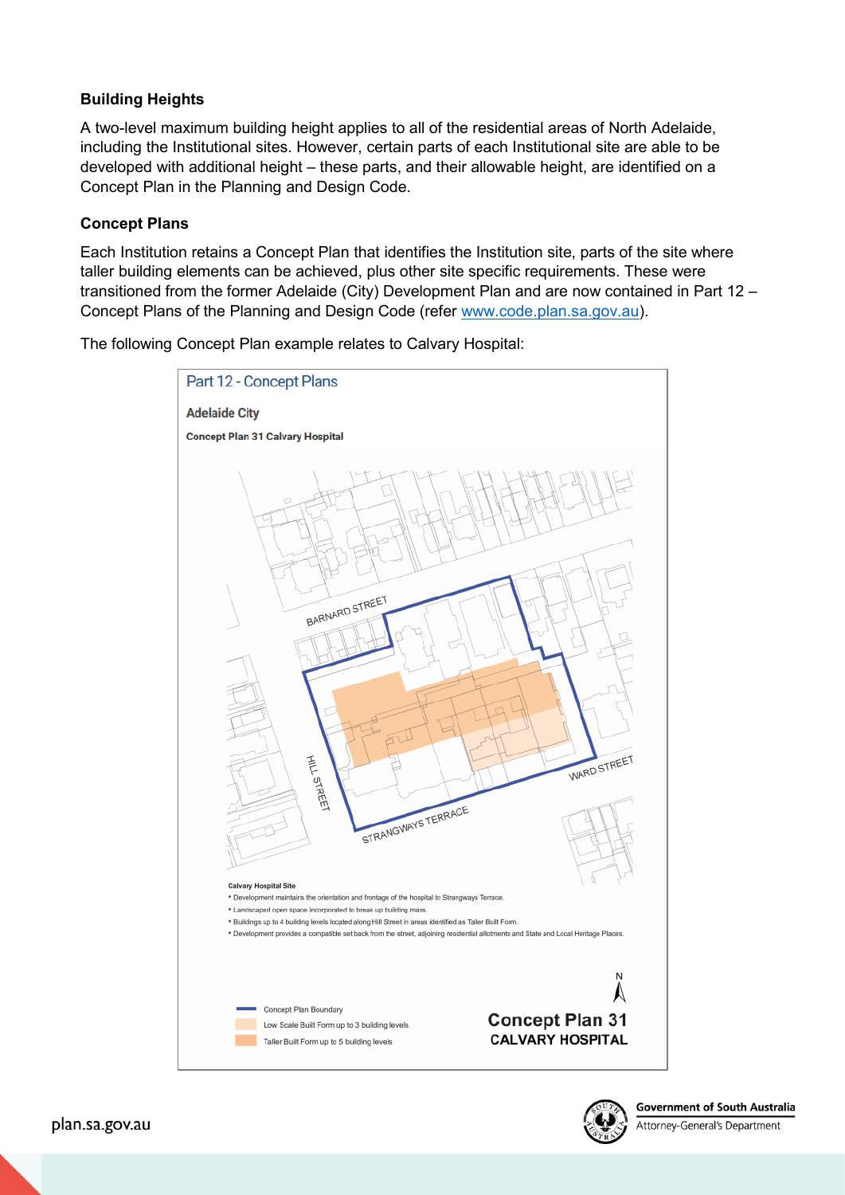**Building Heights**

A two-level maximum building height applies to all of the residential areas of North Adelaide, including the Institutional sites. However, certain parts of each Institutional site are able to be developed with additional height – these parts, and their allowable height, are identified on a Concept Plan in the Planning and Design Code.

**Concept Plans**

Each Institution retains a Concept Plan that identifies the Institution site, parts of the site where taller building elements can be achieved, plus other site specific requirements. These were transitioned from the former Adelaide (City) Development Plan and are now contained in Part 12 – Concept Plans of the Planning and Design Code (refer [www.code.plan.sa.gov.au](http://www.code.plan.sa.gov.au)).

The following Concept Plan example relates to Calvary Hospital:

Part 12 - Concept Plans

Adelaide City

Concept Plan 31 Calvary Hospital

BARNARD STREET

HILL STREET

WARD STREET

STRANGWAYS TERRACE

Calvary Hospital Site

- Development maintains the orientation and frontage of the hospital to Strangways Terrace.
- Landscaped open space incorporated to break up building mass.
- Buildings up to 4 building levels located along Hill Street in areas identified as Taller Built Form.
- Development provides a compatible setback from the street, adjoining residential allotments and State and Local Heritage Places.

Concept Plan Boundary

Low Scale Built Form up to 3 building levels

Taller Built Form up to 5 building levels

N

Concept Plan 31
CALVARY HOSPITAL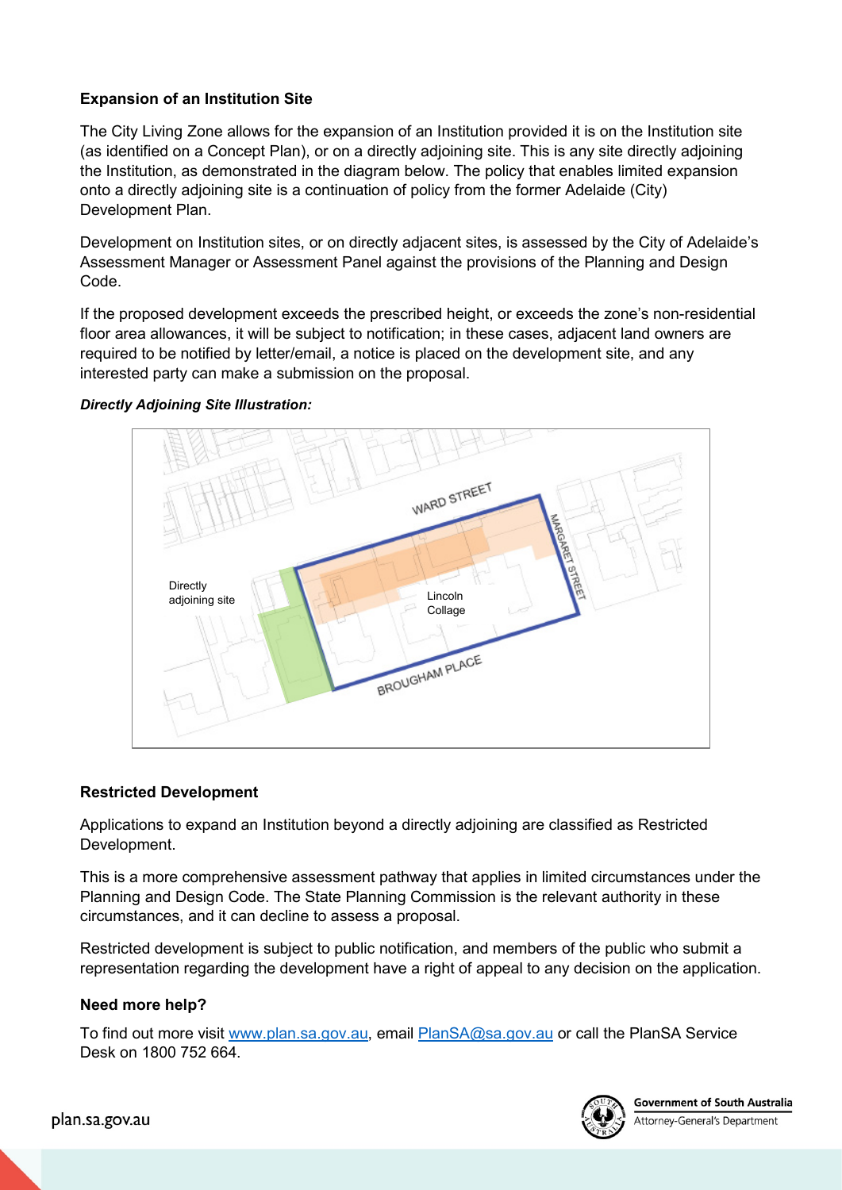**Expansion of an Institution Site**

The City Living Zone allows for the expansion of an Institution provided it is on the Institution site (as identified on a Concept Plan), or on a directly adjoining site. This is any site directly adjoining the Institution, as demonstrated in the diagram below. The policy that enables limited expansion onto a directly adjoining site is a continuation of policy from the former Adelaide (City) Development Plan.

Development on Institution sites, or on directly adjacent sites, is assessed by the City of Adelaide's Assessment Manager or Assessment Panel against the provisions of the Planning and Design Code.

If the proposed development exceeds the prescribed height, or exceeds the zone's non-residential floor area allowances, it will be subject to notification; in these cases, adjacent land owners are required to be notified by letter/email, a notice is placed on the development site, and any interested party can make a submission on the proposal.

***Directly Adjoining Site Illustration:***

WARD STREET

MARGARET STREET

Directly adjoining site

Lincoln Collage

BROUGHAM PLACE

**Restricted Development**

Applications to expand an Institution beyond a directly adjoining are classified as Restricted Development.

This is a more comprehensive assessment pathway that applies in limited circumstances under the Planning and Design Code. The State Planning Commission is the relevant authority in these circumstances, and it can decline to assess a proposal.

Restricted development is subject to public notification, and members of the public who submit a representation regarding the development have a right of appeal to any decision on the application.

**Need more help?**

To find out more visit www.plan.sa.gov.au, email PlanSA@sa.gov.au or call the PlanSA Service Desk on 1800 752 664.